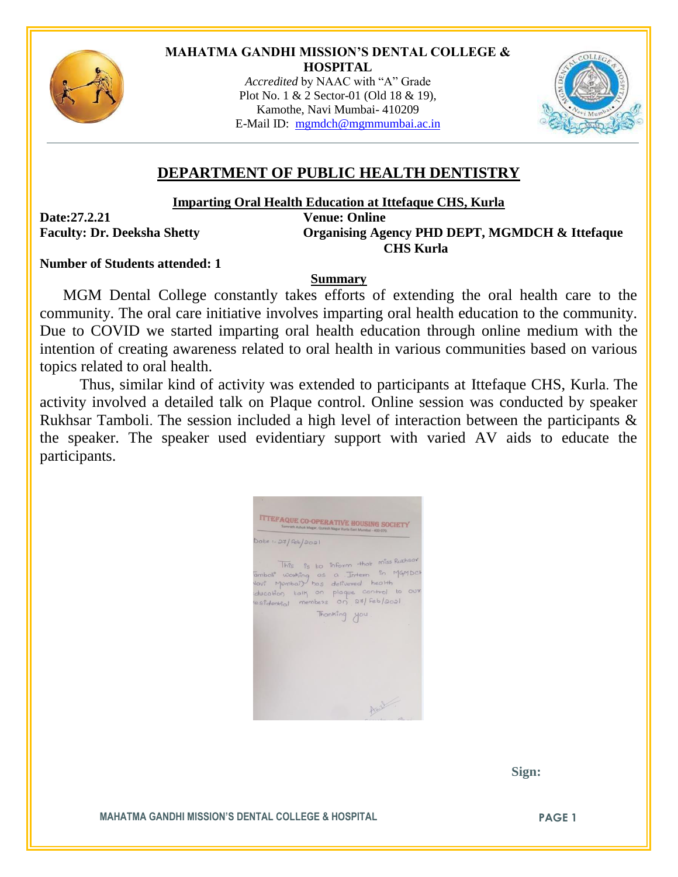**MAHATMA GANDHI MISSION'S DENTAL COLLEGE & HOSPITAL**

*Accredited* by NAAC with "A" Grade
Plot No. 1 & 2 Sector-01 (Old 18 & 19),
Kamothe, Navi Mumbai- 410209
E-Mail ID: mgmdch@mgmmumbai.ac.in

## DEPARTMENT OF PUBLIC HEALTH DENTISTRY

**Imparting Oral Health Education at Ittefaque CHS, Kurla**

**Date:27.2.21**
**Venue: Online**
**Faculty: Dr. Deeksha Shetty**
**Organising Agency PHD DEPT, MGMDCH & Ittefaque CHS Kurla**

**Number of Students attended: 1**

**Summary**

MGM Dental College constantly takes efforts of extending the oral health care to the community. The oral care initiative involves imparting oral health education to the community. Due to COVID we started imparting oral health education through online medium with the intention of creating awareness related to oral health in various communities based on various topics related to oral health.

Thus, similar kind of activity was extended to participants at Ittefaque CHS, Kurla. The activity involved a detailed talk on Plaque control. Online session was conducted by speaker Rukhsar Tamboli. The session included a high level of interaction between the participants & the speaker. The speaker used evidentiary support with varied AV aids to educate the participants.

ITTEFAQUE CO-OPERATIVE HOUSING SOCIETY

Date :- 27/Feb/2021

This is to inform that miss Rukhsar Tamboli working as a Intern in MGMDCH Navi Mumbai has delivered health education talk on plaque control to our residential members on 27/Feb/2021

Thanking you

**Sign:**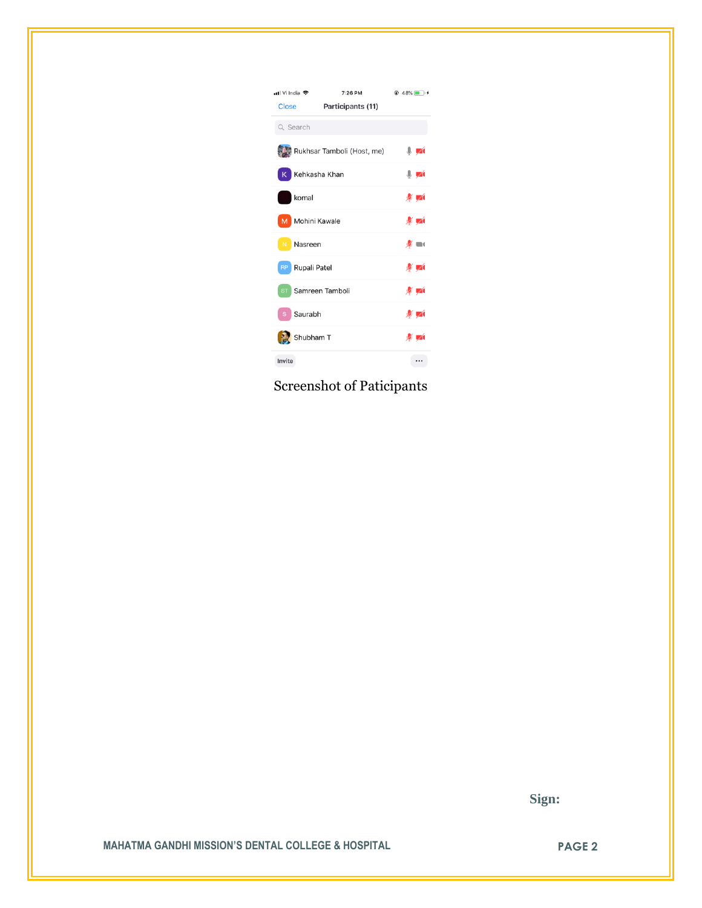Close Participants (11)

Search

Rukhsar Tamboli (Host, me)

Kehkasha Khan

komal

Mohini Kawale

Nasreen

Rupali Patel

Samreen Tamboli

Saurabh

Shubham T

Invite

Screenshot of Paticipants

**Sign:**

MAHATMA GANDHI MISSION'S DENTAL COLLEGE & HOSPITAL